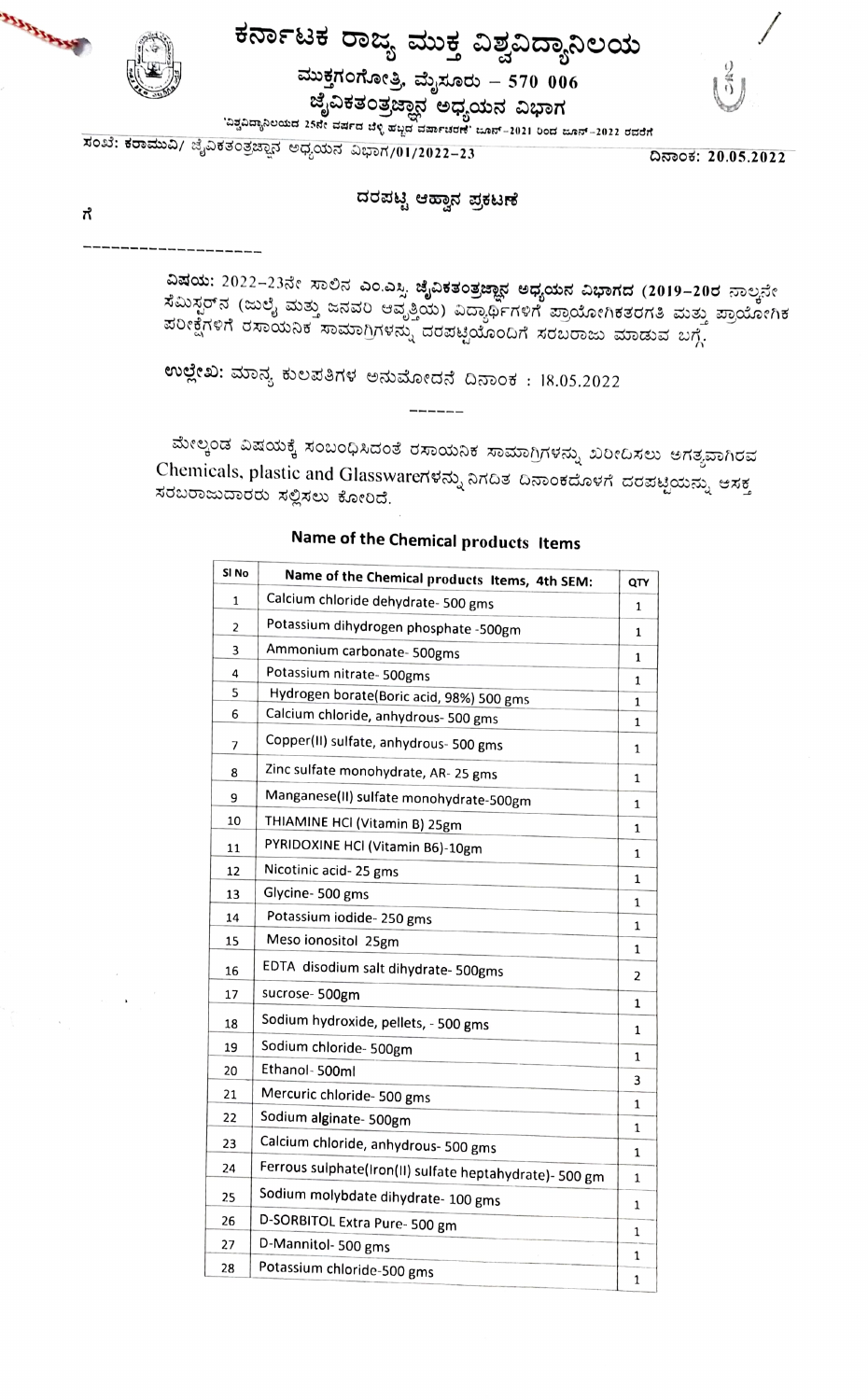# ಕರ್ನಾಟಕ ರಾಜ್ಯ ಮುಕ್ತ ವಿಶ್ವವಿದ್ಯಾನಿಲಯ

**ಮುಕ್ತಗಂಗೋತ್ರಿ, ಮೈಸೂರು – 570 006**

**ಜೈವಿಕತಂತ್ರಜ್ಞಾನ ಅಧ್ಯಯನ ವಿಭಾಗ**

'ವಿಶ್ವವಿದ್ಯಾನಿಲಯದ 25ನೇ ವರ್ಷದ ಬೆಳ್ಳಿ ಹಬ್ಬದ ವರ್ಷಾಚರಣೆ' ಜೂನ್–2021 ರಿಂದ ಜೂನ್–2022 ರವರೆಗೆ

ಸಂಖ್ಯೆ: ಕರಾಮುವಿ/ ಜೈವಿಕತಂತ್ರಜ್ಞಾನ ಅಧ್ಯಯನ ವಿಭಾಗ/01/2022–23

ದಿನಾಂಕ: 20.05.2022

## ದರಪಟ್ಟಿ ಆಹ್ವಾನ ಪ್ರಕಟಣೆ

ಗೆ

------------------

**ವಿಷಯ:** 2022–23ನೇ ಸಾಲಿನ ಎಂ.ಎಸ್ಸಿ. **ಜೈವಿಕತಂತ್ರಜ್ಞಾನ ಅಧ್ಯಯನ ವಿಭಾಗದ (2019–20ರ** ನಾಲ್ಕನೇ ಸೆಮಿಸ್ಟರ್‌ನ (ಜುಲೈ ಮತ್ತು ಜನವರಿ ಆವೃತ್ತಿಯ) ವಿದ್ಯಾರ್ಥಿಗಳಿಗೆ ಪ್ರಾಯೋಗಿಕತರಗತಿ ಮತ್ತು ಪ್ರಾಯೋಗಿಕ ಪರೀಕ್ಷೆಗಳಿಗೆ ರಸಾಯನಿಕ ಸಾಮಾಗ್ರಿಗಳನ್ನು ದರಪಟ್ಟಿಯೊಂದಿಗೆ ಸರಬರಾಜು ಮಾಡುವ ಬಗ್ಗೆ.

**ಉಲ್ಲೇಖ:** ಮಾನ್ಯ ಕುಲಪತಿಗಳ ಅನುಮೋದನೆ ದಿನಾಂಕ : 18.05.2022

------

ಮೇಲ್ಕಂಡ ವಿಷಯಕ್ಕೆ ಸಂಬಂಧಿಸಿದಂತೆ ರಸಾಯನಿಕ ಸಾಮಾಗ್ರಿಗಳನ್ನು ಖರೀದಿಸಲು ಅಗತ್ಯವಾಗಿರುವ Chemicals, plastic and Glasswareಗಳನ್ನು ನಿಗದಿತ ದಿನಾಂಕದೊಳಗೆ ದರಪಟ್ಟಿಯನ್ನು ಆಸಕ್ತ ಸರಬರಾಜುದಾರರು ಸಲ್ಲಿಸಲು ಕೋರಿದೆ.

### Name of the Chemical products Items

| Sl No | Name of the Chemical products Items, 4th SEM: | QTY |
|---|---|---|
| 1 | Calcium chloride dehydrate- 500 gms | 1 |
| 2 | Potassium dihydrogen phosphate -500gm | 1 |
| 3 | Ammonium carbonate- 500gms | 1 |
| 4 | Potassium nitrate- 500gms | 1 |
| 5 | Hydrogen borate(Boric acid, 98%) 500 gms | 1 |
| 6 | Calcium chloride, anhydrous- 500 gms | 1 |
| 7 | Copper(II) sulfate, anhydrous- 500 gms | 1 |
| 8 | Zinc sulfate monohydrate, AR- 25 gms | 1 |
| 9 | Manganese(II) sulfate monohydrate-500gm | 1 |
| 10 | THIAMINE HCl (Vitamin B) 25gm | 1 |
| 11 | PYRIDOXINE HCl (Vitamin B6)-10gm | 1 |
| 12 | Nicotinic acid- 25 gms | 1 |
| 13 | Glycine- 500 gms | 1 |
| 14 | Potassium iodide- 250 gms | 1 |
| 15 | Meso ionositol 25gm | 1 |
| 16 | EDTA disodium salt dihydrate- 500gms | 2 |
| 17 | sucrose- 500gm | 1 |
| 18 | Sodium hydroxide, pellets, - 500 gms | 1 |
| 19 | Sodium chloride- 500gm | 1 |
| 20 | Ethanol- 500ml | 3 |
| 21 | Mercuric chloride- 500 gms | 1 |
| 22 | Sodium alginate- 500gm | 1 |
| 23 | Calcium chloride, anhydrous- 500 gms | 1 |
| 24 | Ferrous sulphate(Iron(II) sulfate heptahydrate)- 500 gm | 1 |
| 25 | Sodium molybdate dihydrate- 100 gms | 1 |
| 26 | D-SORBITOL Extra Pure- 500 gm | 1 |
| 27 | D-Mannitol- 500 gms | 1 |
| 28 | Potassium chloride-500 gms | 1 |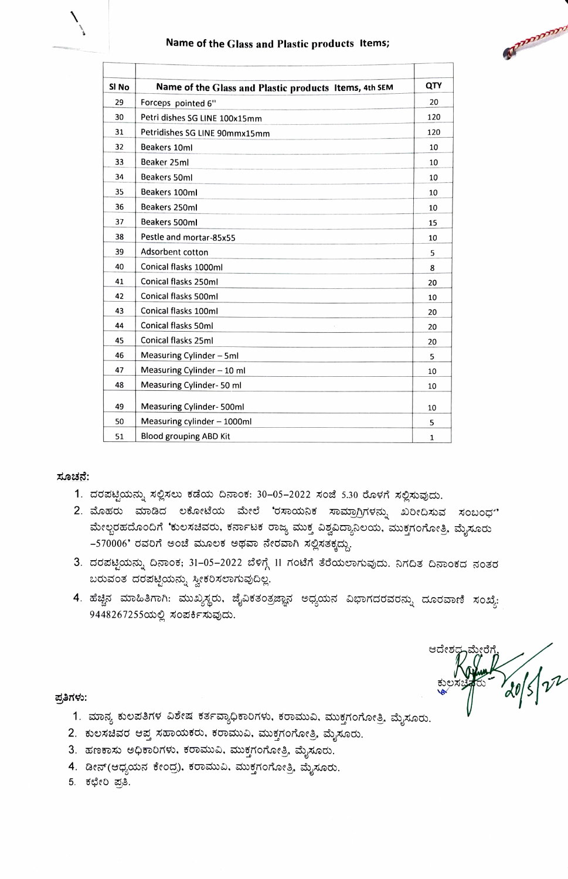## Name of the Glass and Plastic products Items;

| Sl No | Name of the Glass and Plastic products Items, 4th SEM | QTY |
|---|---|---|
| 29 | Forceps pointed 6" | 20 |
| 30 | Petri dishes SG LINE 100x15mm | 120 |
| 31 | Petridishes SG LINE 90mmx15mm | 120 |
| 32 | Beakers 10ml | 10 |
| 33 | Beaker 25ml | 10 |
| 34 | Beakers 50ml | 10 |
| 35 | Beakers 100ml | 10 |
| 36 | Beakers 250ml | 10 |
| 37 | Beakers 500ml | 15 |
| 38 | Pestle and mortar-85x55 | 10 |
| 39 | Adsorbent cotton | 5 |
| 40 | Conical flasks 1000ml | 8 |
| 41 | Conical flasks 250ml | 20 |
| 42 | Conical flasks 500ml | 10 |
| 43 | Conical flasks 100ml | 20 |
| 44 | Conical flasks 50ml | 20 |
| 45 | Conical flasks 25ml | 20 |
| 46 | Measuring Cylinder – 5ml | 5 |
| 47 | Measuring Cylinder – 10 ml | 10 |
| 48 | Measuring Cylinder- 50 ml | 10 |
| 49 | Measuring Cylinder- 500ml | 10 |
| 50 | Measuring cylinder – 1000ml | 5 |
| 51 | Blood grouping ABD Kit | 1 |

**ಸೂಚನೆ:**

1. ದರಪಟ್ಟಿಯನ್ನು ಸಲ್ಲಿಸಲು ಕಡೆಯ ದಿನಾಂಕ: 30–05–2022 ಸಂಜೆ 5.30 ರೊಳಗೆ ಸಲ್ಲಿಸುವುದು.
2. ಮೊಹರು ಮಾಡಿದ ಲಕೋಟೆಯ ಮೇಲೆ 'ರಸಾಯನಿಕ ಸಾಮಾಗ್ರಿಗಳನ್ನು ಖರೀದಿಸುವ ಸಂಬಂಧ' ಮೇಲ್ಬರಹದೊಂದಿಗೆ 'ಕುಲಸಚಿವರು, ಕರ್ನಾಟಕ ರಾಜ್ಯ ಮುಕ್ತ ವಿಶ್ವವಿದ್ಯಾನಿಲಯ, ಮುಕ್ತಗಂಗೋತ್ರಿ, ಮೈಸೂರು –570006' ರವರಿಗೆ ಅಂಚೆ ಮೂಲಕ ಅಥವಾ ನೇರವಾಗಿ ಸಲ್ಲಿಸತಕ್ಕದ್ದು.
3. ದರಪಟ್ಟಿಯನ್ನು ದಿನಾಂಕ; 31–05–2022 ಬೆಳಿಗ್ಗೆ 11 ಗಂಟೆಗೆ ತೆರೆಯಲಾಗುವುದು. ನಿಗದಿತ ದಿನಾಂಕದ ನಂತರ ಬರುವಂತ ದರಪಟ್ಟಿಯನ್ನು ಸ್ವೀಕರಿಸಲಾಗುವುದಿಲ್ಲ.
4. ಹೆಚ್ಚಿನ ಮಾಹಿತಿಗಾಗಿ: ಮುಖ್ಯಸ್ಥರು, ಜೈವಿಕತಂತ್ರಜ್ಞಾನ ಅಧ್ಯಯನ ವಿಭಾಗದರವರನ್ನು ದೂರವಾಣಿ ಸಂಖ್ಯೆ: 9448267255ಯಲ್ಲಿ ಸಂಪರ್ಕಿಸುವುದು.

ಆದೇಶದ ಮೇರೆಗೆ,

ಕುಲಸಚಿವರು

20/5/22

**ಪ್ರತಿಗಳು:**

1. ಮಾನ್ಯ ಕುಲಪತಿಗಳ ವಿಶೇಷ ಕರ್ತವ್ಯಾಧಿಕಾರಿಗಳು, ಕರಾಮುವಿ, ಮುಕ್ತಗಂಗೋತ್ರಿ, ಮೈಸೂರು.
2. ಕುಲಸಚಿವರ ಆಪ್ತ ಸಹಾಯಕರು, ಕರಾಮುವಿ, ಮುಕ್ತಗಂಗೋತ್ರಿ, ಮೈಸೂರು.
3. ಹಣಕಾಸು ಅಧಿಕಾರಿಗಳು, ಕರಾಮುವಿ, ಮುಕ್ತಗಂಗೋತ್ರಿ, ಮೈಸೂರು.
4. ಡೀನ್(ಅಧ್ಯಯನ ಕೇಂದ್ರ), ಕರಾಮುವಿ, ಮುಕ್ತಗಂಗೋತ್ರಿ, ಮೈಸೂರು.
5. ಕಛೇರಿ ಪ್ರತಿ.